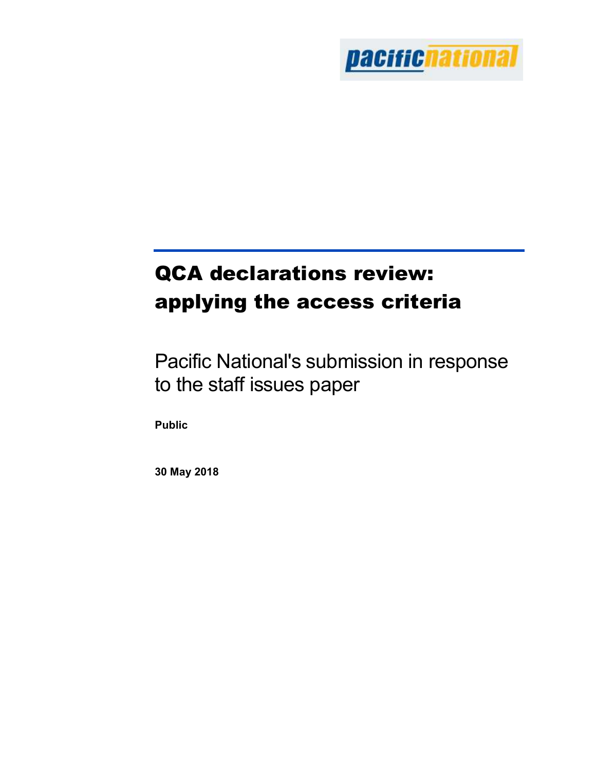pacific national

# QCA declarations review: applying the access criteria

## Pacific National's submission in response to the staff issues paper

**Public**

**30 May 2018**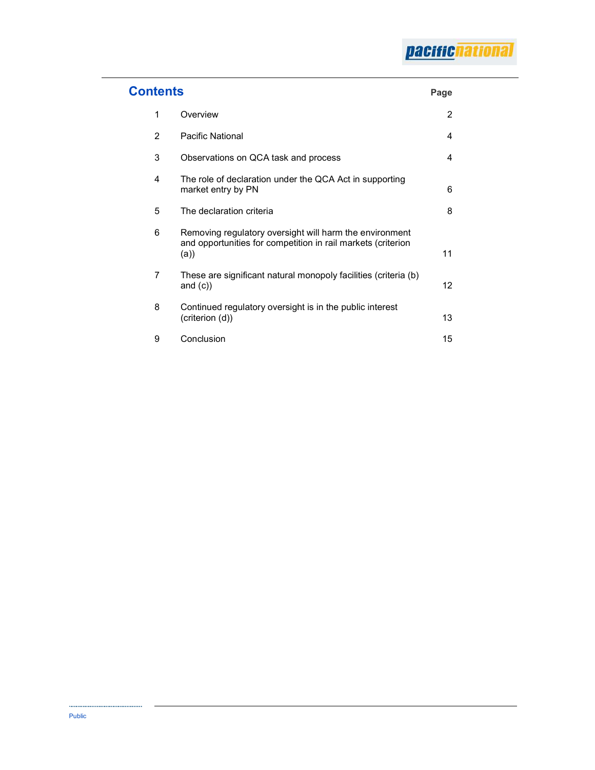# Contents

| | | Page |
|---|---|---|
| 1 | Overview | 2 |
| 2 | Pacific National | 4 |
| 3 | Observations on QCA task and process | 4 |
| 4 | The role of declaration under the QCA Act in supporting market entry by PN | 6 |
| 5 | The declaration criteria | 8 |
| 6 | Removing regulatory oversight will harm the environment and opportunities for competition in rail markets (criterion (a)) | 11 |
| 7 | These are significant natural monopoly facilities (criteria (b) and (c)) | 12 |
| 8 | Continued regulatory oversight is in the public interest (criterion (d)) | 13 |
| 9 | Conclusion | 15 |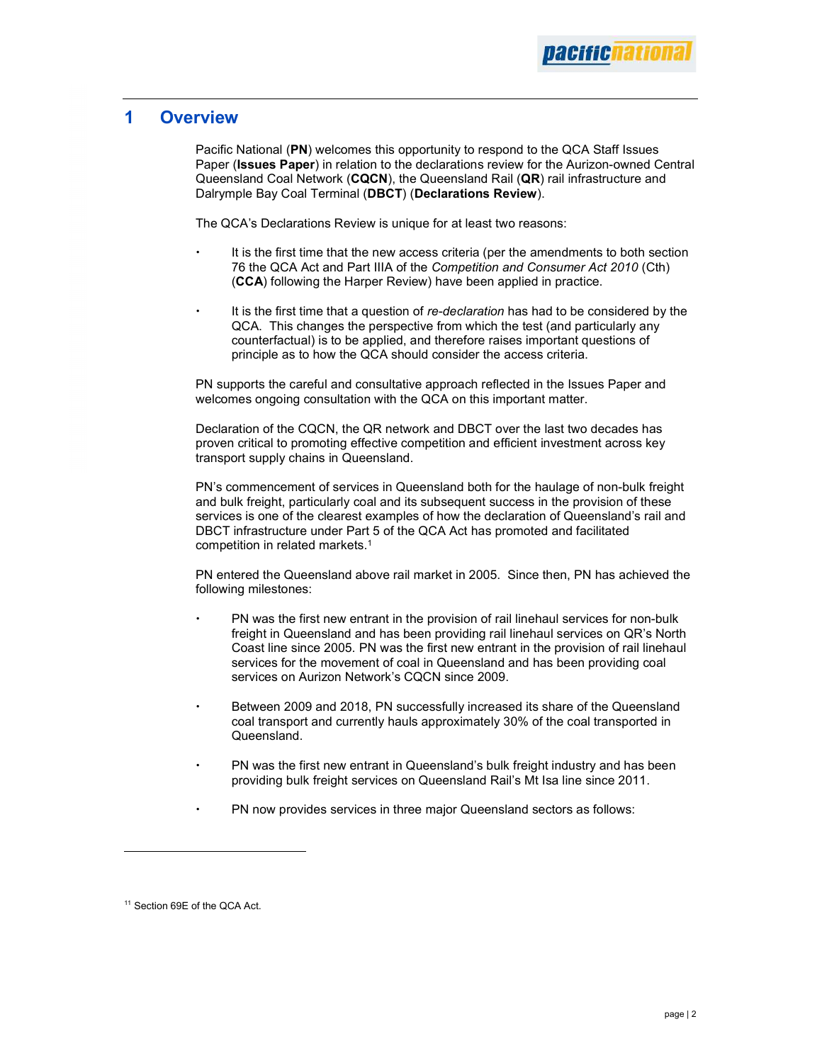# 1 Overview

Pacific National (**PN**) welcomes this opportunity to respond to the QCA Staff Issues Paper (**Issues Paper**) in relation to the declarations review for the Aurizon-owned Central Queensland Coal Network (**CQCN**), the Queensland Rail (**QR**) rail infrastructure and Dalrymple Bay Coal Terminal (**DBCT**) (**Declarations Review**).

The QCA's Declarations Review is unique for at least two reasons:

- It is the first time that the new access criteria (per the amendments to both section 76 the QCA Act and Part IIIA of the *Competition and Consumer Act 2010* (Cth) (**CCA**) following the Harper Review) have been applied in practice.
- It is the first time that a question of *re-declaration* has had to be considered by the QCA. This changes the perspective from which the test (and particularly any counterfactual) is to be applied, and therefore raises important questions of principle as to how the QCA should consider the access criteria.

PN supports the careful and consultative approach reflected in the Issues Paper and welcomes ongoing consultation with the QCA on this important matter.

Declaration of the CQCN, the QR network and DBCT over the last two decades has proven critical to promoting effective competition and efficient investment across key transport supply chains in Queensland.

PN's commencement of services in Queensland both for the haulage of non-bulk freight and bulk freight, particularly coal and its subsequent success in the provision of these services is one of the clearest examples of how the declaration of Queensland's rail and DBCT infrastructure under Part 5 of the QCA Act has promoted and facilitated competition in related markets.[1]

PN entered the Queensland above rail market in 2005. Since then, PN has achieved the following milestones:

- PN was the first new entrant in the provision of rail linehaul services for non-bulk freight in Queensland and has been providing rail linehaul services on QR's North Coast line since 2005. PN was the first new entrant in the provision of rail linehaul services for the movement of coal in Queensland and has been providing coal services on Aurizon Network's CQCN since 2009.
- Between 2009 and 2018, PN successfully increased its share of the Queensland coal transport and currently hauls approximately 30% of the coal transported in Queensland.
- PN was the first new entrant in Queensland's bulk freight industry and has been providing bulk freight services on Queensland Rail's Mt Isa line since 2011.
- PN now provides services in three major Queensland sectors as follows:

---

[11] Section 69E of the QCA Act.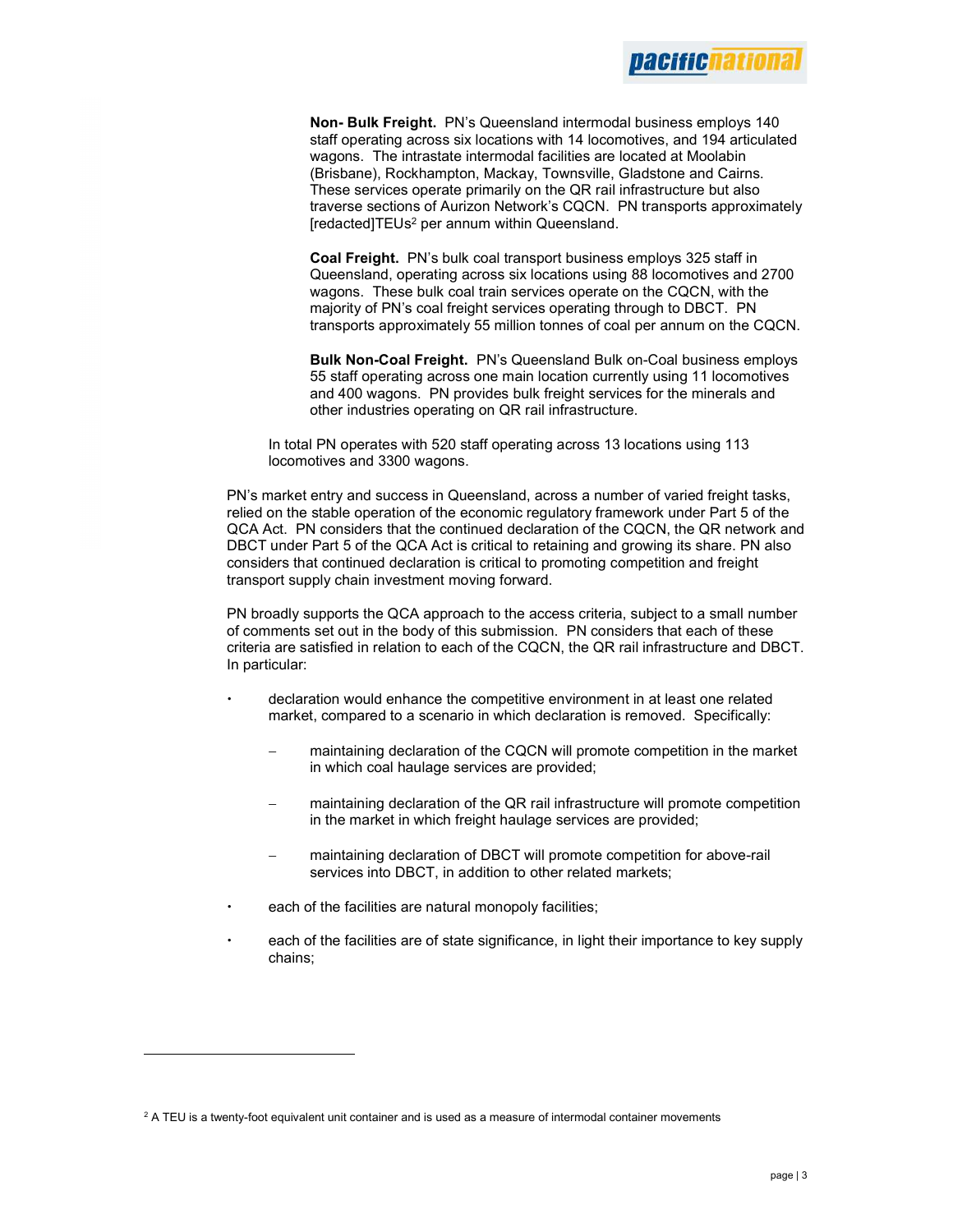**Non- Bulk Freight.** PN's Queensland intermodal business employs 140 staff operating across six locations with 14 locomotives, and 194 articulated wagons. The intrastate intermodal facilities are located at Moolabin (Brisbane), Rockhampton, Mackay, Townsville, Gladstone and Cairns. These services operate primarily on the QR rail infrastructure but also traverse sections of Aurizon Network's CQCN. PN transports approximately [redacted]TEUs[2] per annum within Queensland.

**Coal Freight.** PN's bulk coal transport business employs 325 staff in Queensland, operating across six locations using 88 locomotives and 2700 wagons. These bulk coal train services operate on the CQCN, with the majority of PN's coal freight services operating through to DBCT. PN transports approximately 55 million tonnes of coal per annum on the CQCN.

**Bulk Non-Coal Freight.** PN's Queensland Bulk on-Coal business employs 55 staff operating across one main location currently using 11 locomotives and 400 wagons. PN provides bulk freight services for the minerals and other industries operating on QR rail infrastructure.

In total PN operates with 520 staff operating across 13 locations using 113 locomotives and 3300 wagons.

PN's market entry and success in Queensland, across a number of varied freight tasks, relied on the stable operation of the economic regulatory framework under Part 5 of the QCA Act. PN considers that the continued declaration of the CQCN, the QR network and DBCT under Part 5 of the QCA Act is critical to retaining and growing its share. PN also considers that continued declaration is critical to promoting competition and freight transport supply chain investment moving forward.

PN broadly supports the QCA approach to the access criteria, subject to a small number of comments set out in the body of this submission. PN considers that each of these criteria are satisfied in relation to each of the CQCN, the QR rail infrastructure and DBCT. In particular:

- declaration would enhance the competitive environment in at least one related market, compared to a scenario in which declaration is removed. Specifically:
  - maintaining declaration of the CQCN will promote competition in the market in which coal haulage services are provided;
  - maintaining declaration of the QR rail infrastructure will promote competition in the market in which freight haulage services are provided;
  - maintaining declaration of DBCT will promote competition for above-rail services into DBCT, in addition to other related markets;
- each of the facilities are natural monopoly facilities;
- each of the facilities are of state significance, in light their importance to key supply chains;

---

[2] A TEU is a twenty-foot equivalent unit container and is used as a measure of intermodal container movements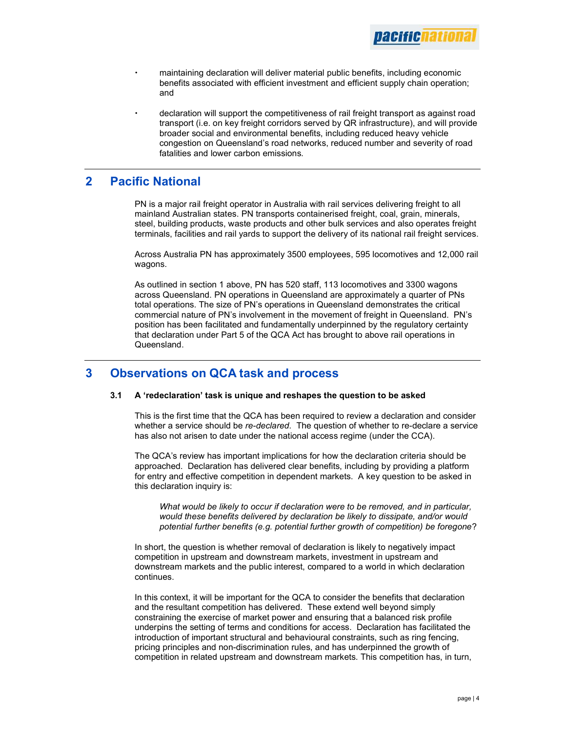- maintaining declaration will deliver material public benefits, including economic benefits associated with efficient investment and efficient supply chain operation; and
- declaration will support the competitiveness of rail freight transport as against road transport (i.e. on key freight corridors served by QR infrastructure), and will provide broader social and environmental benefits, including reduced heavy vehicle congestion on Queensland's road networks, reduced number and severity of road fatalities and lower carbon emissions.

## 2 Pacific National

PN is a major rail freight operator in Australia with rail services delivering freight to all mainland Australian states. PN transports containerised freight, coal, grain, minerals, steel, building products, waste products and other bulk services and also operates freight terminals, facilities and rail yards to support the delivery of its national rail freight services.

Across Australia PN has approximately 3500 employees, 595 locomotives and 12,000 rail wagons.

As outlined in section 1 above, PN has 520 staff, 113 locomotives and 3300 wagons across Queensland. PN operations in Queensland are approximately a quarter of PNs total operations. The size of PN's operations in Queensland demonstrates the critical commercial nature of PN's involvement in the movement of freight in Queensland. PN's position has been facilitated and fundamentally underpinned by the regulatory certainty that declaration under Part 5 of the QCA Act has brought to above rail operations in Queensland.

## 3 Observations on QCA task and process

### 3.1 A 'redeclaration' task is unique and reshapes the question to be asked

This is the first time that the QCA has been required to review a declaration and consider whether a service should be *re-declared*. The question of whether to re-declare a service has also not arisen to date under the national access regime (under the CCA).

The QCA's review has important implications for how the declaration criteria should be approached. Declaration has delivered clear benefits, including by providing a platform for entry and effective competition in dependent markets. A key question to be asked in this declaration inquiry is:

> *What would be likely to occur if declaration were to be removed, and in particular, would these benefits delivered by declaration be likely to dissipate, and/or would potential further benefits (e.g. potential further growth of competition) be foregone*?

In short, the question is whether removal of declaration is likely to negatively impact competition in upstream and downstream markets, investment in upstream and downstream markets and the public interest, compared to a world in which declaration continues.

In this context, it will be important for the QCA to consider the benefits that declaration and the resultant competition has delivered. These extend well beyond simply constraining the exercise of market power and ensuring that a balanced risk profile underpins the setting of terms and conditions for access. Declaration has facilitated the introduction of important structural and behavioural constraints, such as ring fencing, pricing principles and non-discrimination rules, and has underpinned the growth of competition in related upstream and downstream markets. This competition has, in turn,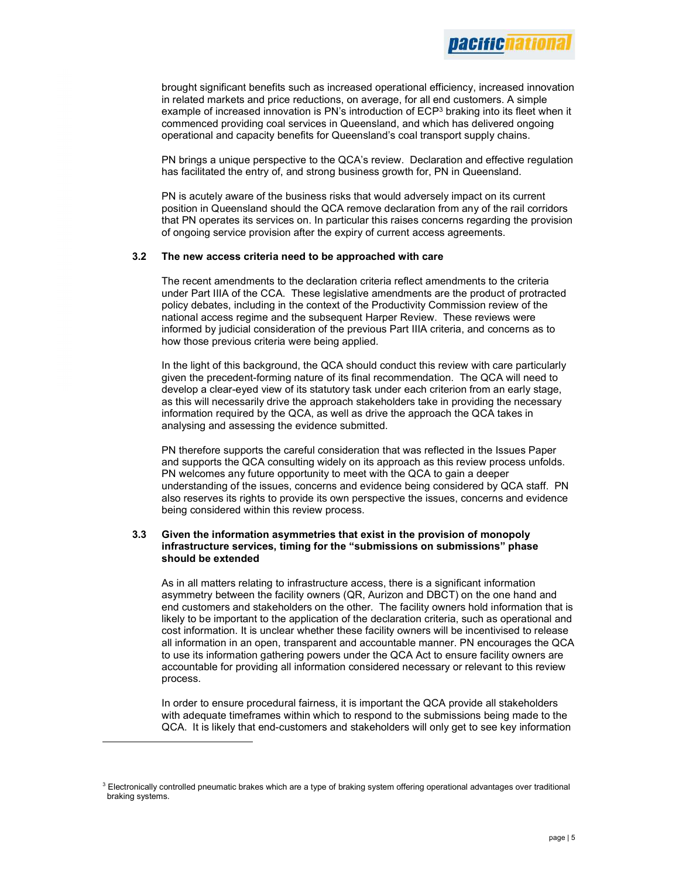brought significant benefits such as increased operational efficiency, increased innovation in related markets and price reductions, on average, for all end customers. A simple example of increased innovation is PN's introduction of ECP[3] braking into its fleet when it commenced providing coal services in Queensland, and which has delivered ongoing operational and capacity benefits for Queensland's coal transport supply chains.

PN brings a unique perspective to the QCA's review. Declaration and effective regulation has facilitated the entry of, and strong business growth for, PN in Queensland.

PN is acutely aware of the business risks that would adversely impact on its current position in Queensland should the QCA remove declaration from any of the rail corridors that PN operates its services on. In particular this raises concerns regarding the provision of ongoing service provision after the expiry of current access agreements.

### 3.2 The new access criteria need to be approached with care

The recent amendments to the declaration criteria reflect amendments to the criteria under Part IIIA of the CCA. These legislative amendments are the product of protracted policy debates, including in the context of the Productivity Commission review of the national access regime and the subsequent Harper Review. These reviews were informed by judicial consideration of the previous Part IIIA criteria, and concerns as to how those previous criteria were being applied.

In the light of this background, the QCA should conduct this review with care particularly given the precedent-forming nature of its final recommendation. The QCA will need to develop a clear-eyed view of its statutory task under each criterion from an early stage, as this will necessarily drive the approach stakeholders take in providing the necessary information required by the QCA, as well as drive the approach the QCA takes in analysing and assessing the evidence submitted.

PN therefore supports the careful consideration that was reflected in the Issues Paper and supports the QCA consulting widely on its approach as this review process unfolds. PN welcomes any future opportunity to meet with the QCA to gain a deeper understanding of the issues, concerns and evidence being considered by QCA staff. PN also reserves its rights to provide its own perspective the issues, concerns and evidence being considered within this review process.

### 3.3 Given the information asymmetries that exist in the provision of monopoly infrastructure services, timing for the "submissions on submissions" phase should be extended

As in all matters relating to infrastructure access, there is a significant information asymmetry between the facility owners (QR, Aurizon and DBCT) on the one hand and end customers and stakeholders on the other. The facility owners hold information that is likely to be important to the application of the declaration criteria, such as operational and cost information. It is unclear whether these facility owners will be incentivised to release all information in an open, transparent and accountable manner. PN encourages the QCA to use its information gathering powers under the QCA Act to ensure facility owners are accountable for providing all information considered necessary or relevant to this review process.

In order to ensure procedural fairness, it is important the QCA provide all stakeholders with adequate timeframes within which to respond to the submissions being made to the QCA. It is likely that end-customers and stakeholders will only get to see key information

---

[3] Electronically controlled pneumatic brakes which are a type of braking system offering operational advantages over traditional braking systems.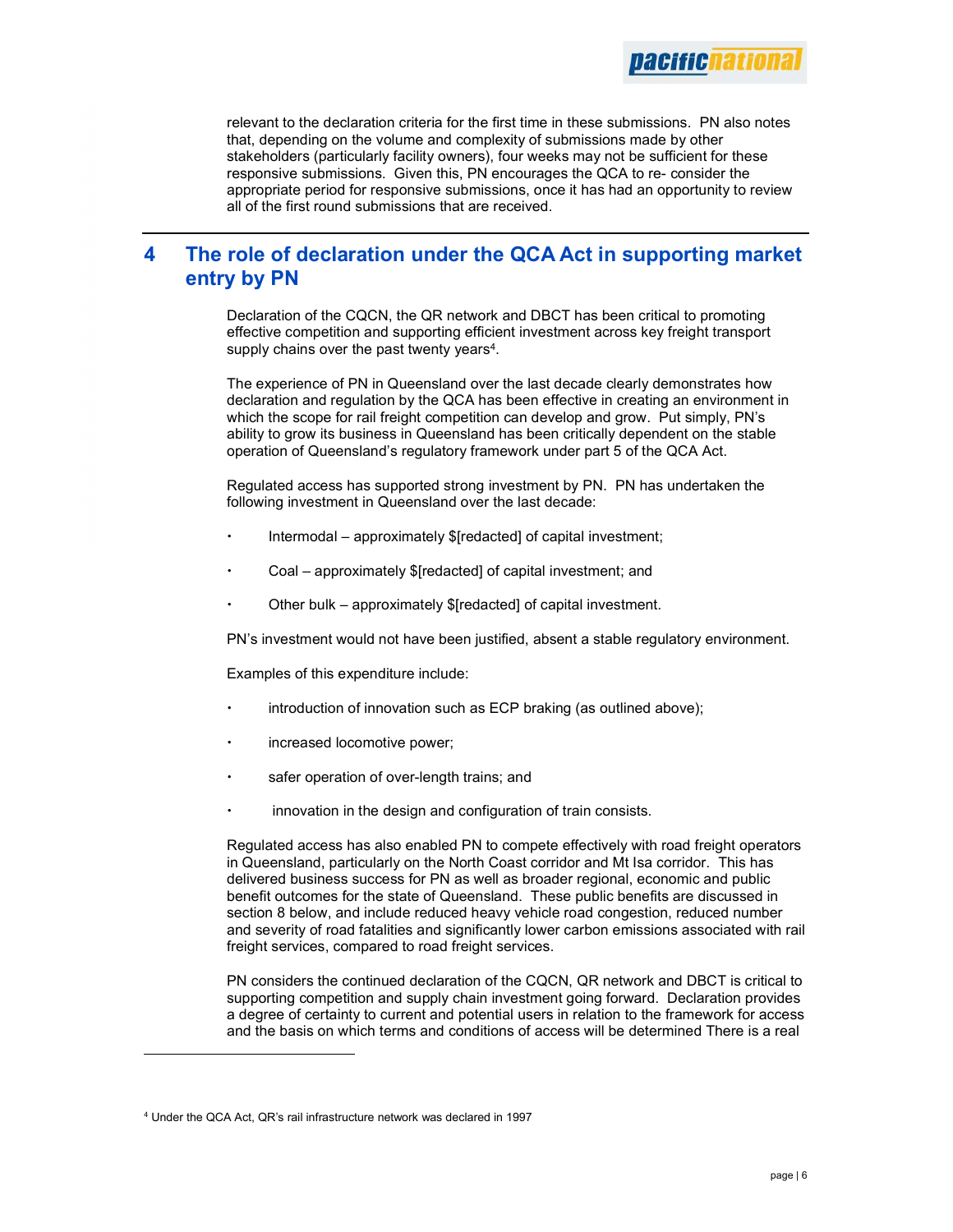relevant to the declaration criteria for the first time in these submissions. PN also notes that, depending on the volume and complexity of submissions made by other stakeholders (particularly facility owners), four weeks may not be sufficient for these responsive submissions. Given this, PN encourages the QCA to re- consider the appropriate period for responsive submissions, once it has had an opportunity to review all of the first round submissions that are received.

## 4 The role of declaration under the QCA Act in supporting market entry by PN

Declaration of the CQCN, the QR network and DBCT has been critical to promoting effective competition and supporting efficient investment across key freight transport supply chains over the past twenty years[4].

The experience of PN in Queensland over the last decade clearly demonstrates how declaration and regulation by the QCA has been effective in creating an environment in which the scope for rail freight competition can develop and grow. Put simply, PN's ability to grow its business in Queensland has been critically dependent on the stable operation of Queensland's regulatory framework under part 5 of the QCA Act.

Regulated access has supported strong investment by PN. PN has undertaken the following investment in Queensland over the last decade:

- Intermodal – approximately $[redacted] of capital investment;
- Coal – approximately $[redacted] of capital investment; and
- Other bulk – approximately $[redacted] of capital investment.

PN's investment would not have been justified, absent a stable regulatory environment.

Examples of this expenditure include:

- introduction of innovation such as ECP braking (as outlined above);
- increased locomotive power;
- safer operation of over-length trains; and
- innovation in the design and configuration of train consists.

Regulated access has also enabled PN to compete effectively with road freight operators in Queensland, particularly on the North Coast corridor and Mt Isa corridor. This has delivered business success for PN as well as broader regional, economic and public benefit outcomes for the state of Queensland. These public benefits are discussed in section 8 below, and include reduced heavy vehicle road congestion, reduced number and severity of road fatalities and significantly lower carbon emissions associated with rail freight services, compared to road freight services.

PN considers the continued declaration of the CQCN, QR network and DBCT is critical to supporting competition and supply chain investment going forward. Declaration provides a degree of certainty to current and potential users in relation to the framework for access and the basis on which terms and conditions of access will be determined There is a real

[4] Under the QCA Act, QR's rail infrastructure network was declared in 1997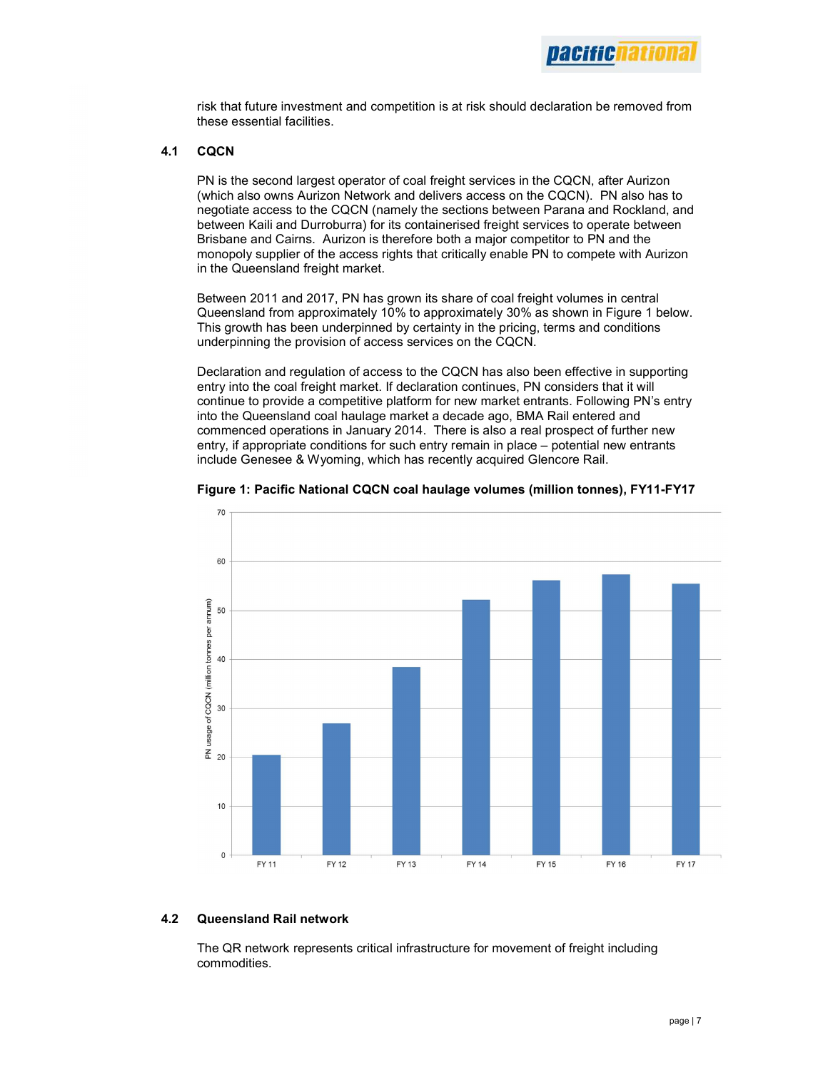risk that future investment and competition is at risk should declaration be removed from these essential facilities.

## 4.1 CQCN

PN is the second largest operator of coal freight services in the CQCN, after Aurizon (which also owns Aurizon Network and delivers access on the CQCN). PN also has to negotiate access to the CQCN (namely the sections between Parana and Rockland, and between Kaili and Durroburra) for its containerised freight services to operate between Brisbane and Cairns. Aurizon is therefore both a major competitor to PN and the monopoly supplier of the access rights that critically enable PN to compete with Aurizon in the Queensland freight market.

Between 2011 and 2017, PN has grown its share of coal freight volumes in central Queensland from approximately 10% to approximately 30% as shown in Figure 1 below. This growth has been underpinned by certainty in the pricing, terms and conditions underpinning the provision of access services on the CQCN.

Declaration and regulation of access to the CQCN has also been effective in supporting entry into the coal freight market. If declaration continues, PN considers that it will continue to provide a competitive platform for new market entrants. Following PN's entry into the Queensland coal haulage market a decade ago, BMA Rail entered and commenced operations in January 2014. There is also a real prospect of further new entry, if appropriate conditions for such entry remain in place – potential new entrants include Genesee & Wyoming, which has recently acquired Glencore Rail.

**Figure 1: Pacific National CQCN coal haulage volumes (million tonnes), FY11-FY17**

## 4.2 Queensland Rail network

The QR network represents critical infrastructure for movement of freight including commodities.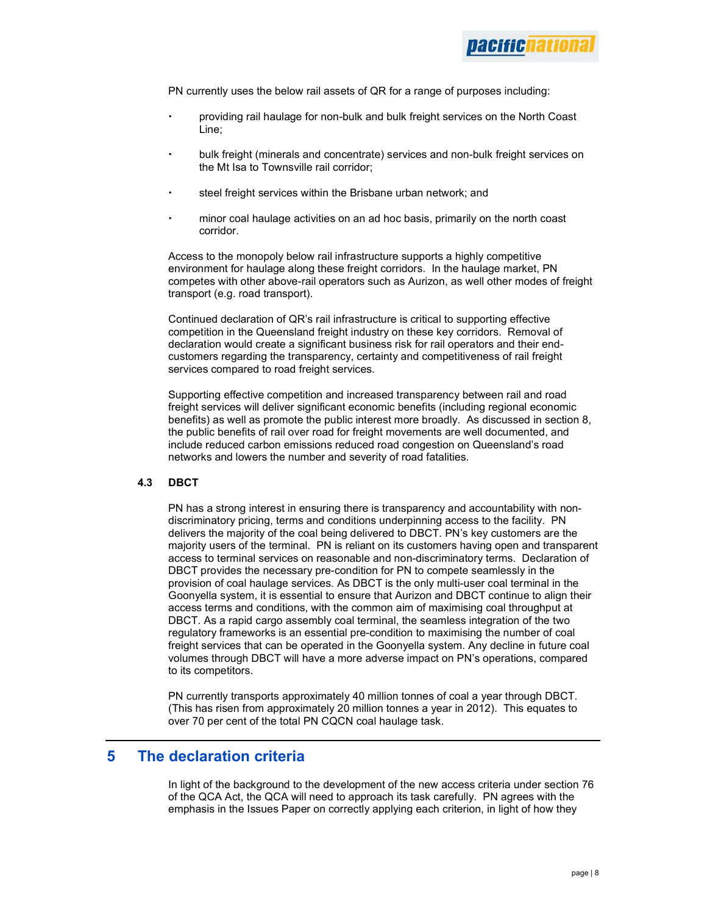PN currently uses the below rail assets of QR for a range of purposes including:

- providing rail haulage for non-bulk and bulk freight services on the North Coast Line;
- bulk freight (minerals and concentrate) services and non-bulk freight services on the Mt Isa to Townsville rail corridor;
- steel freight services within the Brisbane urban network; and
- minor coal haulage activities on an ad hoc basis, primarily on the north coast corridor.

Access to the monopoly below rail infrastructure supports a highly competitive environment for haulage along these freight corridors. In the haulage market, PN competes with other above-rail operators such as Aurizon, as well other modes of freight transport (e.g. road transport).

Continued declaration of QR's rail infrastructure is critical to supporting effective competition in the Queensland freight industry on these key corridors. Removal of declaration would create a significant business risk for rail operators and their end-customers regarding the transparency, certainty and competitiveness of rail freight services compared to road freight services.

Supporting effective competition and increased transparency between rail and road freight services will deliver significant economic benefits (including regional economic benefits) as well as promote the public interest more broadly. As discussed in section 8, the public benefits of rail over road for freight movements are well documented, and include reduced carbon emissions reduced road congestion on Queensland's road networks and lowers the number and severity of road fatalities.

### 4.3 DBCT

PN has a strong interest in ensuring there is transparency and accountability with non-discriminatory pricing, terms and conditions underpinning access to the facility. PN delivers the majority of the coal being delivered to DBCT. PN's key customers are the majority users of the terminal. PN is reliant on its customers having open and transparent access to terminal services on reasonable and non-discriminatory terms. Declaration of DBCT provides the necessary pre-condition for PN to compete seamlessly in the provision of coal haulage services. As DBCT is the only multi-user coal terminal in the Goonyella system, it is essential to ensure that Aurizon and DBCT continue to align their access terms and conditions, with the common aim of maximising coal throughput at DBCT. As a rapid cargo assembly coal terminal, the seamless integration of the two regulatory frameworks is an essential pre-condition to maximising the number of coal freight services that can be operated in the Goonyella system. Any decline in future coal volumes through DBCT will have a more adverse impact on PN's operations, compared to its competitors.

PN currently transports approximately 40 million tonnes of coal a year through DBCT. (This has risen from approximately 20 million tonnes a year in 2012). This equates to over 70 per cent of the total PN CQCN coal haulage task.

## 5 The declaration criteria

In light of the background to the development of the new access criteria under section 76 of the QCA Act, the QCA will need to approach its task carefully. PN agrees with the emphasis in the Issues Paper on correctly applying each criterion, in light of how they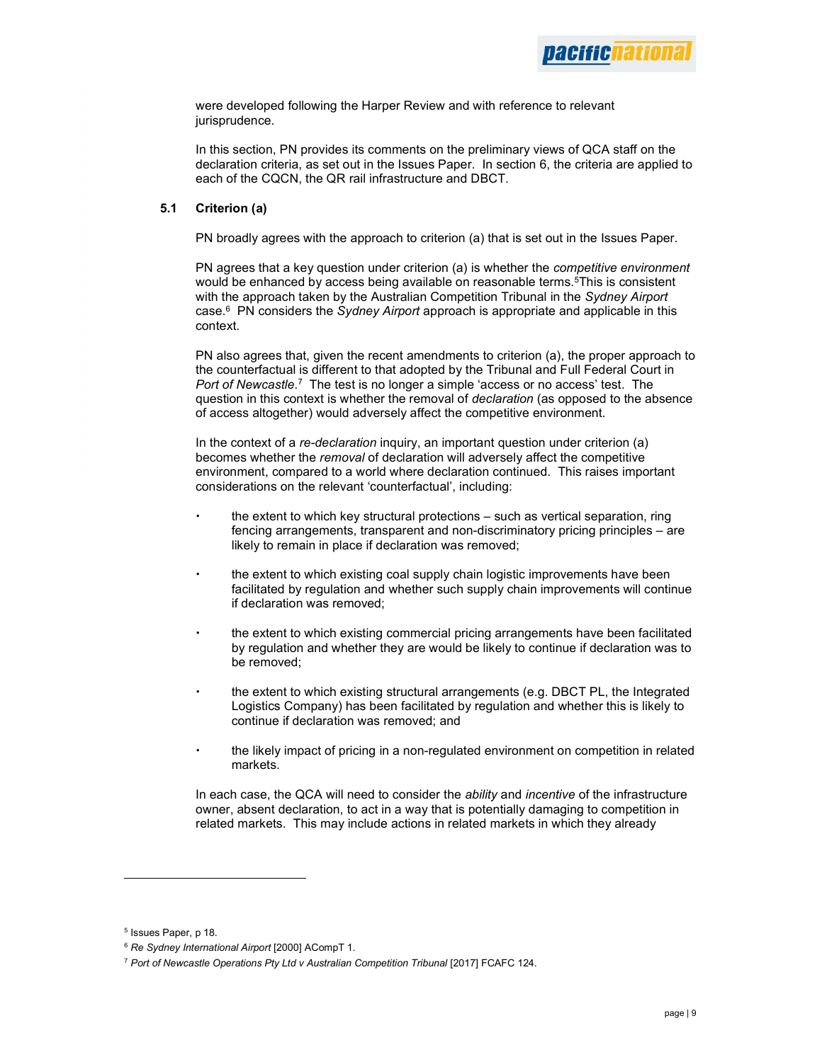were developed following the Harper Review and with reference to relevant jurisprudence.

In this section, PN provides its comments on the preliminary views of QCA staff on the declaration criteria, as set out in the Issues Paper. In section 6, the criteria are applied to each of the CQCN, the QR rail infrastructure and DBCT.

## 5.1 Criterion (a)

PN broadly agrees with the approach to criterion (a) that is set out in the Issues Paper.

PN agrees that a key question under criterion (a) is whether the *competitive environment* would be enhanced by access being available on reasonable terms.[5] This is consistent with the approach taken by the Australian Competition Tribunal in the *Sydney Airport* case.[6] PN considers the *Sydney Airport* approach is appropriate and applicable in this context.

PN also agrees that, given the recent amendments to criterion (a), the proper approach to the counterfactual is different to that adopted by the Tribunal and Full Federal Court in *Port of Newcastle*.[7] The test is no longer a simple 'access or no access' test. The question in this context is whether the removal of *declaration* (as opposed to the absence of access altogether) would adversely affect the competitive environment.

In the context of a *re-declaration* inquiry, an important question under criterion (a) becomes whether the *removal* of declaration will adversely affect the competitive environment, compared to a world where declaration continued. This raises important considerations on the relevant 'counterfactual', including:

- the extent to which key structural protections – such as vertical separation, ring fencing arrangements, transparent and non-discriminatory pricing principles – are likely to remain in place if declaration was removed;
- the extent to which existing coal supply chain logistic improvements have been facilitated by regulation and whether such supply chain improvements will continue if declaration was removed;
- the extent to which existing commercial pricing arrangements have been facilitated by regulation and whether they are would be likely to continue if declaration was to be removed;
- the extent to which existing structural arrangements (e.g. DBCT PL, the Integrated Logistics Company) has been facilitated by regulation and whether this is likely to continue if declaration was removed; and
- the likely impact of pricing in a non-regulated environment on competition in related markets.

In each case, the QCA will need to consider the *ability* and *incentive* of the infrastructure owner, absent declaration, to act in a way that is potentially damaging to competition in related markets. This may include actions in related markets in which they already

[5] Issues Paper, p 18.

[6] *Re Sydney International Airport* [2000] ACompT 1.

[7] *Port of Newcastle Operations Pty Ltd v Australian Competition Tribunal* [2017] FCAFC 124.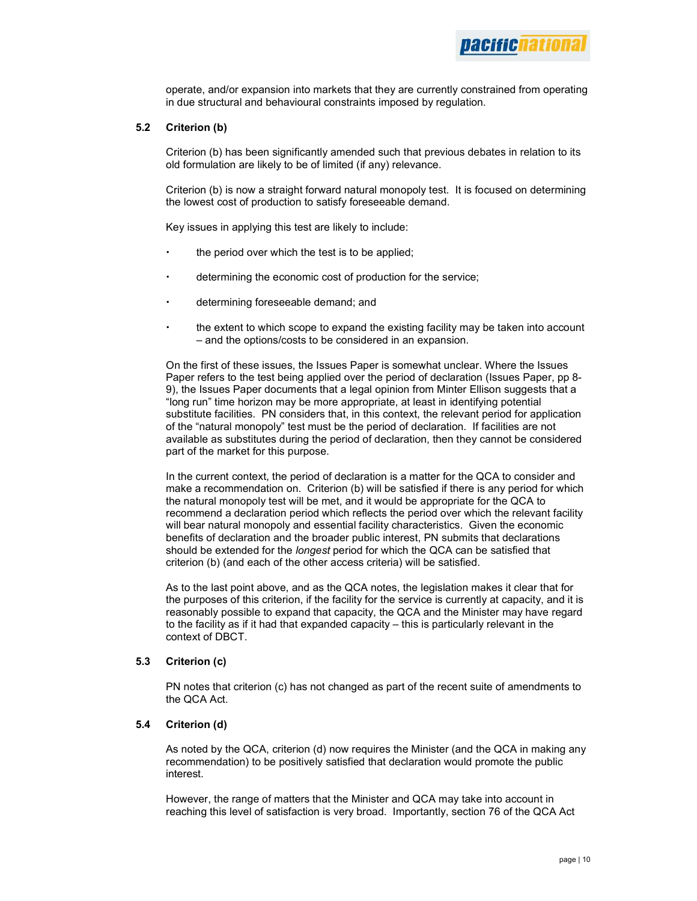operate, and/or expansion into markets that they are currently constrained from operating in due structural and behavioural constraints imposed by regulation.

### 5.2 Criterion (b)

Criterion (b) has been significantly amended such that previous debates in relation to its old formulation are likely to be of limited (if any) relevance.

Criterion (b) is now a straight forward natural monopoly test. It is focused on determining the lowest cost of production to satisfy foreseeable demand.

Key issues in applying this test are likely to include:

- the period over which the test is to be applied;
- determining the economic cost of production for the service;
- determining foreseeable demand; and
- the extent to which scope to expand the existing facility may be taken into account – and the options/costs to be considered in an expansion.

On the first of these issues, the Issues Paper is somewhat unclear. Where the Issues Paper refers to the test being applied over the period of declaration (Issues Paper, pp 8-9), the Issues Paper documents that a legal opinion from Minter Ellison suggests that a "long run" time horizon may be more appropriate, at least in identifying potential substitute facilities. PN considers that, in this context, the relevant period for application of the "natural monopoly" test must be the period of declaration. If facilities are not available as substitutes during the period of declaration, then they cannot be considered part of the market for this purpose.

In the current context, the period of declaration is a matter for the QCA to consider and make a recommendation on. Criterion (b) will be satisfied if there is any period for which the natural monopoly test will be met, and it would be appropriate for the QCA to recommend a declaration period which reflects the period over which the relevant facility will bear natural monopoly and essential facility characteristics. Given the economic benefits of declaration and the broader public interest, PN submits that declarations should be extended for the *longest* period for which the QCA can be satisfied that criterion (b) (and each of the other access criteria) will be satisfied.

As to the last point above, and as the QCA notes, the legislation makes it clear that for the purposes of this criterion, if the facility for the service is currently at capacity, and it is reasonably possible to expand that capacity, the QCA and the Minister may have regard to the facility as if it had that expanded capacity – this is particularly relevant in the context of DBCT.

### 5.3 Criterion (c)

PN notes that criterion (c) has not changed as part of the recent suite of amendments to the QCA Act.

### 5.4 Criterion (d)

As noted by the QCA, criterion (d) now requires the Minister (and the QCA in making any recommendation) to be positively satisfied that declaration would promote the public interest.

However, the range of matters that the Minister and QCA may take into account in reaching this level of satisfaction is very broad. Importantly, section 76 of the QCA Act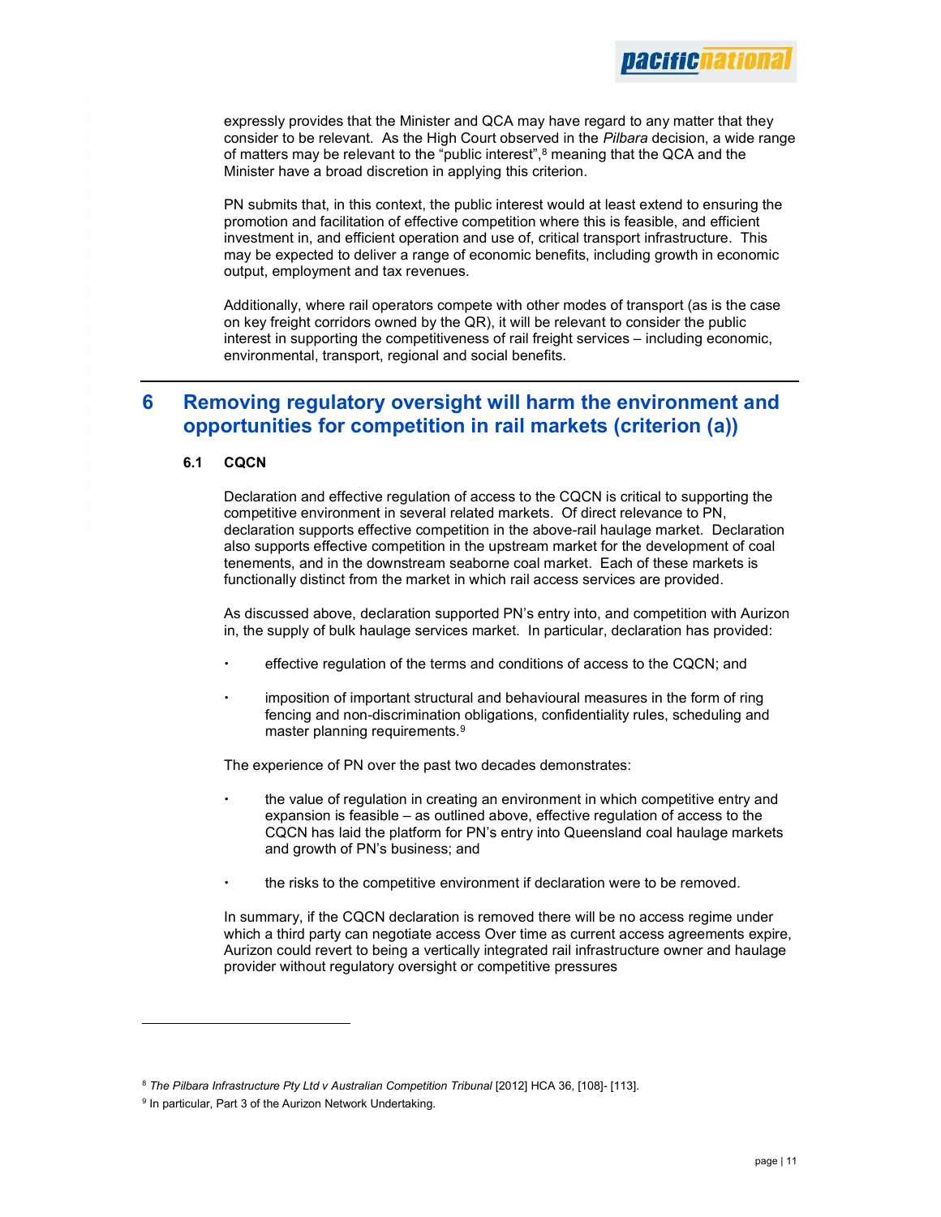expressly provides that the Minister and QCA may have regard to any matter that they consider to be relevant. As the High Court observed in the *Pilbara* decision, a wide range of matters may be relevant to the "public interest",[8] meaning that the QCA and the Minister have a broad discretion in applying this criterion.

PN submits that, in this context, the public interest would at least extend to ensuring the promotion and facilitation of effective competition where this is feasible, and efficient investment in, and efficient operation and use of, critical transport infrastructure. This may be expected to deliver a range of economic benefits, including growth in economic output, employment and tax revenues.

Additionally, where rail operators compete with other modes of transport (as is the case on key freight corridors owned by the QR), it will be relevant to consider the public interest in supporting the competitiveness of rail freight services – including economic, environmental, transport, regional and social benefits.

# 6 Removing regulatory oversight will harm the environment and opportunities for competition in rail markets (criterion (a))

## 6.1 CQCN

Declaration and effective regulation of access to the CQCN is critical to supporting the competitive environment in several related markets. Of direct relevance to PN, declaration supports effective competition in the above-rail haulage market. Declaration also supports effective competition in the upstream market for the development of coal tenements, and in the downstream seaborne coal market. Each of these markets is functionally distinct from the market in which rail access services are provided.

As discussed above, declaration supported PN's entry into, and competition with Aurizon in, the supply of bulk haulage services market. In particular, declaration has provided:

- effective regulation of the terms and conditions of access to the CQCN; and
- imposition of important structural and behavioural measures in the form of ring fencing and non-discrimination obligations, confidentiality rules, scheduling and master planning requirements.[9]

The experience of PN over the past two decades demonstrates:

- the value of regulation in creating an environment in which competitive entry and expansion is feasible – as outlined above, effective regulation of access to the CQCN has laid the platform for PN's entry into Queensland coal haulage markets and growth of PN's business; and
- the risks to the competitive environment if declaration were to be removed.

In summary, if the CQCN declaration is removed there will be no access regime under which a third party can negotiate access Over time as current access agreements expire, Aurizon could revert to being a vertically integrated rail infrastructure owner and haulage provider without regulatory oversight or competitive pressures

---

[8] *The Pilbara Infrastructure Pty Ltd v Australian Competition Tribunal* [2012] HCA 36, [108]- [113].

[9] In particular, Part 3 of the Aurizon Network Undertaking.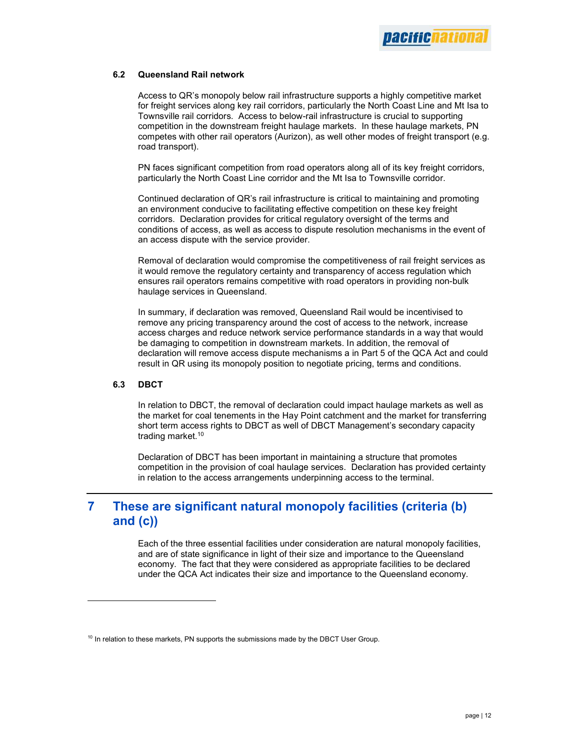### 6.2 Queensland Rail network

Access to QR's monopoly below rail infrastructure supports a highly competitive market for freight services along key rail corridors, particularly the North Coast Line and Mt Isa to Townsville rail corridors. Access to below-rail infrastructure is crucial to supporting competition in the downstream freight haulage markets. In these haulage markets, PN competes with other rail operators (Aurizon), as well other modes of freight transport (e.g. road transport).

PN faces significant competition from road operators along all of its key freight corridors, particularly the North Coast Line corridor and the Mt Isa to Townsville corridor.

Continued declaration of QR's rail infrastructure is critical to maintaining and promoting an environment conducive to facilitating effective competition on these key freight corridors. Declaration provides for critical regulatory oversight of the terms and conditions of access, as well as access to dispute resolution mechanisms in the event of an access dispute with the service provider.

Removal of declaration would compromise the competitiveness of rail freight services as it would remove the regulatory certainty and transparency of access regulation which ensures rail operators remains competitive with road operators in providing non-bulk haulage services in Queensland.

In summary, if declaration was removed, Queensland Rail would be incentivised to remove any pricing transparency around the cost of access to the network, increase access charges and reduce network service performance standards in a way that would be damaging to competition in downstream markets. In addition, the removal of declaration will remove access dispute mechanisms a in Part 5 of the QCA Act and could result in QR using its monopoly position to negotiate pricing, terms and conditions.

### 6.3 DBCT

In relation to DBCT, the removal of declaration could impact haulage markets as well as the market for coal tenements in the Hay Point catchment and the market for transferring short term access rights to DBCT as well of DBCT Management's secondary capacity trading market.[10]

Declaration of DBCT has been important in maintaining a structure that promotes competition in the provision of coal haulage services. Declaration has provided certainty in relation to the access arrangements underpinning access to the terminal.

## 7 These are significant natural monopoly facilities (criteria (b) and (c))

Each of the three essential facilities under consideration are natural monopoly facilities, and are of state significance in light of their size and importance to the Queensland economy. The fact that they were considered as appropriate facilities to be declared under the QCA Act indicates their size and importance to the Queensland economy.

---

[10] In relation to these markets, PN supports the submissions made by the DBCT User Group.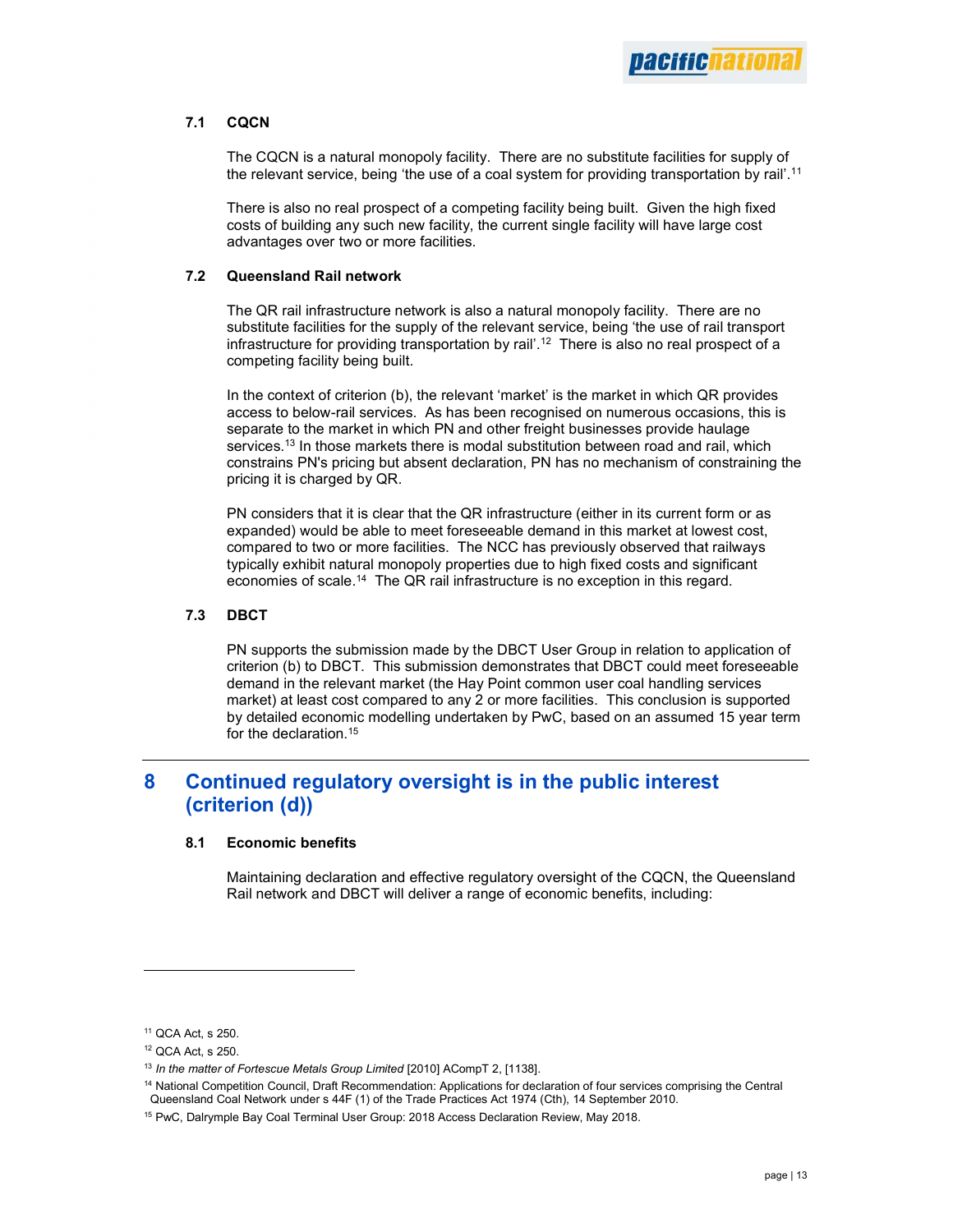### 7.1 CQCN

The CQCN is a natural monopoly facility. There are no substitute facilities for supply of the relevant service, being 'the use of a coal system for providing transportation by rail'.[11]

There is also no real prospect of a competing facility being built. Given the high fixed costs of building any such new facility, the current single facility will have large cost advantages over two or more facilities.

### 7.2 Queensland Rail network

The QR rail infrastructure network is also a natural monopoly facility. There are no substitute facilities for the supply of the relevant service, being 'the use of rail transport infrastructure for providing transportation by rail'.[12] There is also no real prospect of a competing facility being built.

In the context of criterion (b), the relevant 'market' is the market in which QR provides access to below-rail services. As has been recognised on numerous occasions, this is separate to the market in which PN and other freight businesses provide haulage services.[13] In those markets there is modal substitution between road and rail, which constrains PN's pricing but absent declaration, PN has no mechanism of constraining the pricing it is charged by QR.

PN considers that it is clear that the QR infrastructure (either in its current form or as expanded) would be able to meet foreseeable demand in this market at lowest cost, compared to two or more facilities. The NCC has previously observed that railways typically exhibit natural monopoly properties due to high fixed costs and significant economies of scale.[14] The QR rail infrastructure is no exception in this regard.

### 7.3 DBCT

PN supports the submission made by the DBCT User Group in relation to application of criterion (b) to DBCT. This submission demonstrates that DBCT could meet foreseeable demand in the relevant market (the Hay Point common user coal handling services market) at least cost compared to any 2 or more facilities. This conclusion is supported by detailed economic modelling undertaken by PwC, based on an assumed 15 year term for the declaration.[15]

## 8 Continued regulatory oversight is in the public interest (criterion (d))

### 8.1 Economic benefits

Maintaining declaration and effective regulatory oversight of the CQCN, the Queensland Rail network and DBCT will deliver a range of economic benefits, including:

---

[11] QCA Act, s 250.

[12] QCA Act, s 250.

[13] *In the matter of Fortescue Metals Group Limited* [2010] ACompT 2, [1138].

[14] National Competition Council, Draft Recommendation: Applications for declaration of four services comprising the Central Queensland Coal Network under s 44F (1) of the Trade Practices Act 1974 (Cth), 14 September 2010.

[15] PwC, Dalrymple Bay Coal Terminal User Group: 2018 Access Declaration Review, May 2018.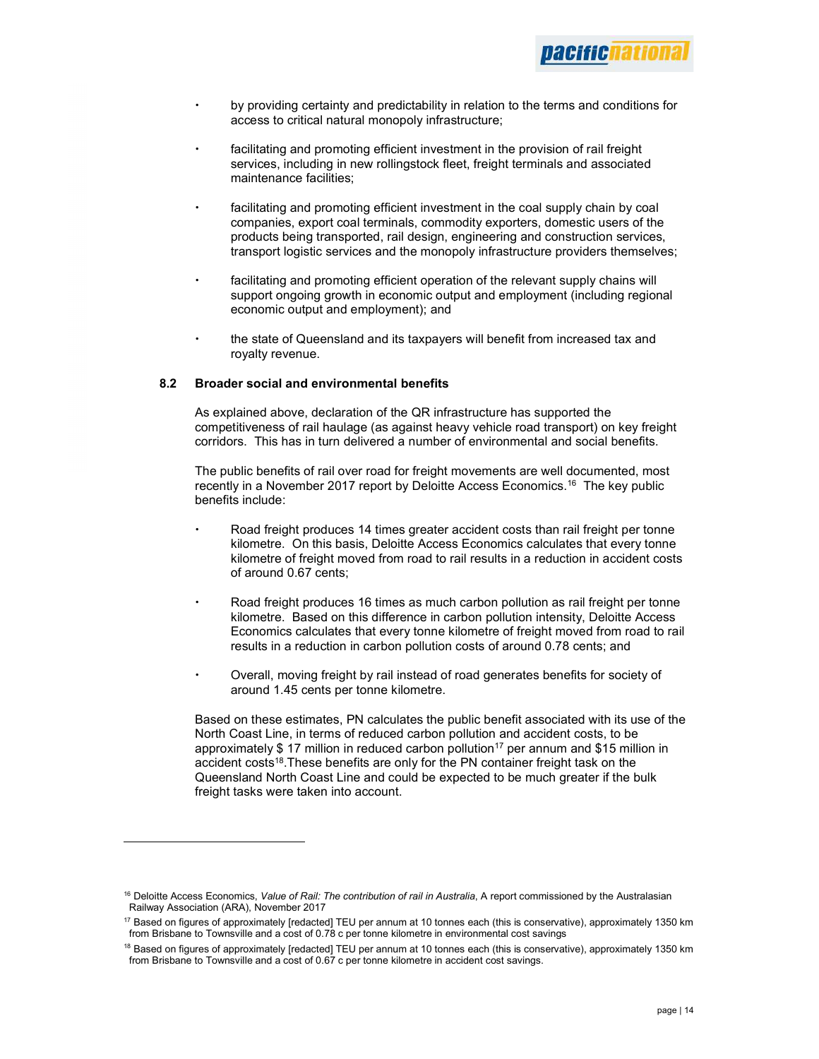- by providing certainty and predictability in relation to the terms and conditions for access to critical natural monopoly infrastructure;
- facilitating and promoting efficient investment in the provision of rail freight services, including in new rollingstock fleet, freight terminals and associated maintenance facilities;
- facilitating and promoting efficient investment in the coal supply chain by coal companies, export coal terminals, commodity exporters, domestic users of the products being transported, rail design, engineering and construction services, transport logistic services and the monopoly infrastructure providers themselves;
- facilitating and promoting efficient operation of the relevant supply chains will support ongoing growth in economic output and employment (including regional economic output and employment); and
- the state of Queensland and its taxpayers will benefit from increased tax and royalty revenue.

### 8.2 Broader social and environmental benefits

As explained above, declaration of the QR infrastructure has supported the competitiveness of rail haulage (as against heavy vehicle road transport) on key freight corridors. This has in turn delivered a number of environmental and social benefits.

The public benefits of rail over road for freight movements are well documented, most recently in a November 2017 report by Deloitte Access Economics.[16] The key public benefits include:

- Road freight produces 14 times greater accident costs than rail freight per tonne kilometre. On this basis, Deloitte Access Economics calculates that every tonne kilometre of freight moved from road to rail results in a reduction in accident costs of around 0.67 cents;
- Road freight produces 16 times as much carbon pollution as rail freight per tonne kilometre. Based on this difference in carbon pollution intensity, Deloitte Access Economics calculates that every tonne kilometre of freight moved from road to rail results in a reduction in carbon pollution costs of around 0.78 cents; and
- Overall, moving freight by rail instead of road generates benefits for society of around 1.45 cents per tonne kilometre.

Based on these estimates, PN calculates the public benefit associated with its use of the North Coast Line, in terms of reduced carbon pollution and accident costs, to be approximately $ 17 million in reduced carbon pollution[17] per annum and $15 million in accident costs[18].These benefits are only for the PN container freight task on the Queensland North Coast Line and could be expected to be much greater if the bulk freight tasks were taken into account.

---

[16] Deloitte Access Economics, *Value of Rail: The contribution of rail in Australia*, A report commissioned by the Australasian Railway Association (ARA), November 2017

[17] Based on figures of approximately [redacted] TEU per annum at 10 tonnes each (this is conservative), approximately 1350 km from Brisbane to Townsville and a cost of 0.78 c per tonne kilometre in environmental cost savings

[18] Based on figures of approximately [redacted] TEU per annum at 10 tonnes each (this is conservative), approximately 1350 km from Brisbane to Townsville and a cost of 0.67 c per tonne kilometre in accident cost savings.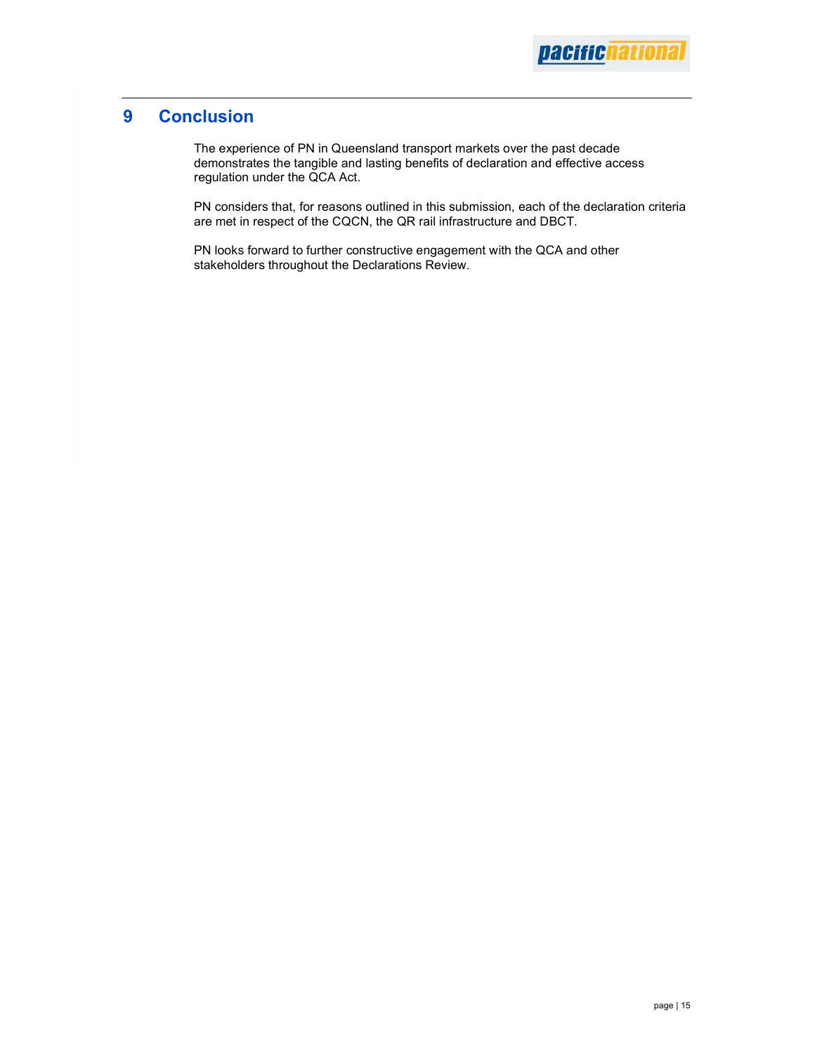# 9 Conclusion

The experience of PN in Queensland transport markets over the past decade demonstrates the tangible and lasting benefits of declaration and effective access regulation under the QCA Act.

PN considers that, for reasons outlined in this submission, each of the declaration criteria are met in respect of the CQCN, the QR rail infrastructure and DBCT.

PN looks forward to further constructive engagement with the QCA and other stakeholders throughout the Declarations Review.